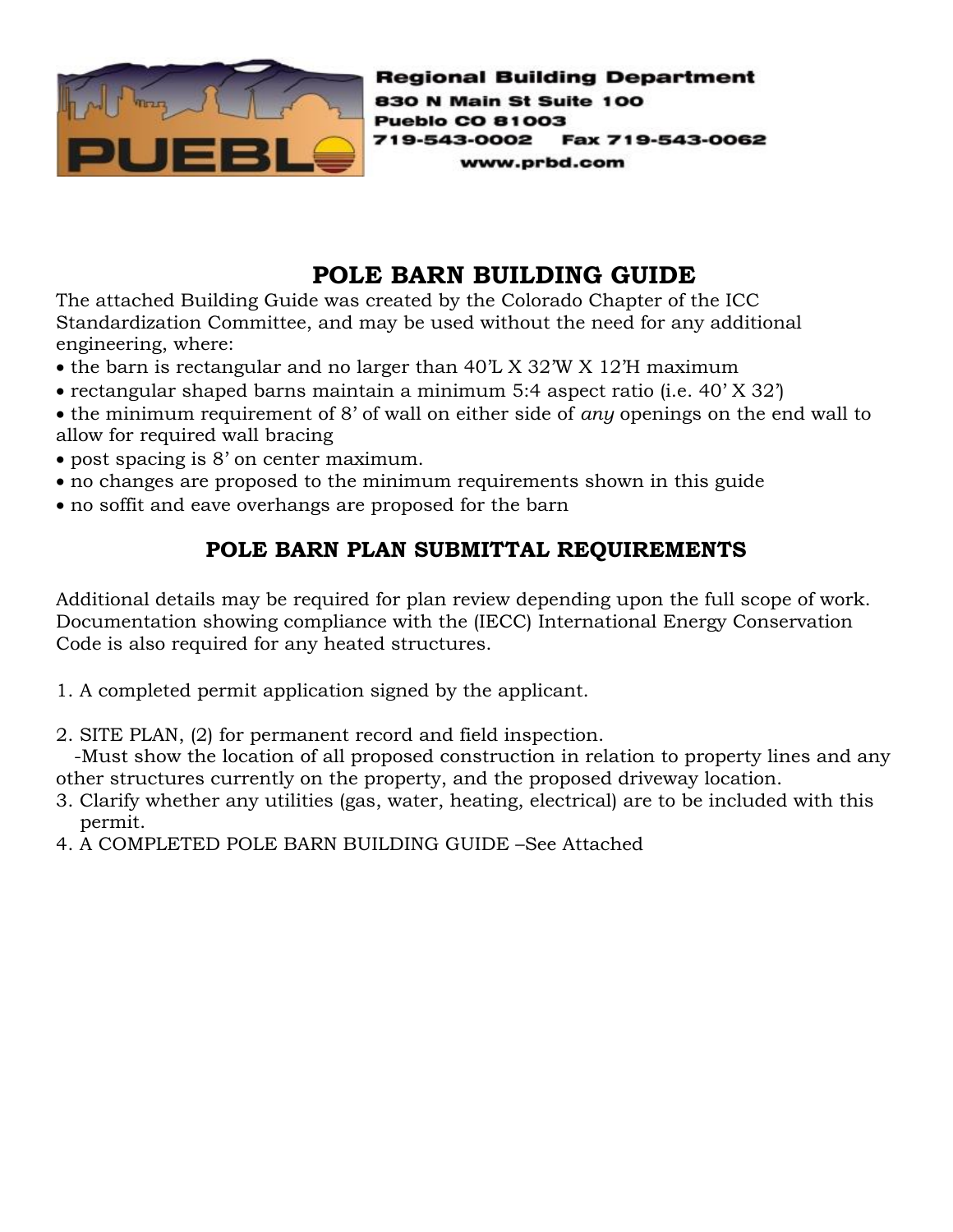Regional Building Department
830 N Main St Suite 100
Pueblo CO 81003
719-543-0002 Fax 719-543-0062
www.prbd.com

# POLE BARN BUILDING GUIDE

The attached Building Guide was created by the Colorado Chapter of the ICC Standardization Committee, and may be used without the need for any additional engineering, where:

- the barn is rectangular and no larger than 40'L X 32'W X 12'H maximum
- rectangular shaped barns maintain a minimum 5:4 aspect ratio (i.e. 40' X 32')
- the minimum requirement of 8' of wall on either side of *any* openings on the end wall to allow for required wall bracing
- post spacing is 8' on center maximum.
- no changes are proposed to the minimum requirements shown in this guide
- no soffit and eave overhangs are proposed for the barn

## POLE BARN PLAN SUBMITTAL REQUIREMENTS

Additional details may be required for plan review depending upon the full scope of work. Documentation showing compliance with the (IECC) International Energy Conservation Code is also required for any heated structures.

1. A completed permit application signed by the applicant.

2. SITE PLAN, (2) for permanent record and field inspection.
   -Must show the location of all proposed construction in relation to property lines and any other structures currently on the property, and the proposed driveway location.
3. Clarify whether any utilities (gas, water, heating, electrical) are to be included with this permit.
4. A COMPLETED POLE BARN BUILDING GUIDE –See Attached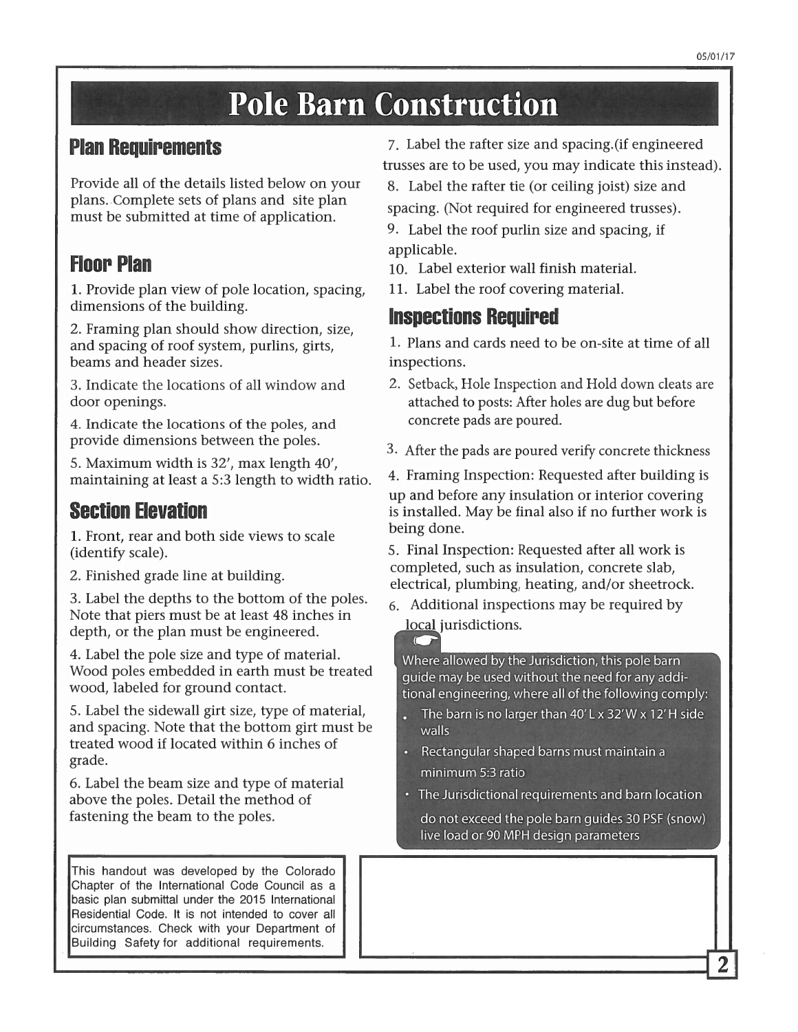# Pole Barn Construction

## Plan Requirements

Provide all of the details listed below on your plans. Complete sets of plans and site plan must be submitted at time of application.

## Floor Plan

1. Provide plan view of pole location, spacing, dimensions of the building.
2. Framing plan should show direction, size, and spacing of roof system, purlins, girts, beams and header sizes.
3. Indicate the locations of all window and door openings.
4. Indicate the locations of the poles, and provide dimensions between the poles.
5. Maximum width is 32', max length 40', maintaining at least a 5:3 length to width ratio.

## Section Elevation

1. Front, rear and both side views to scale (identify scale).
2. Finished grade line at building.
3. Label the depths to the bottom of the poles. Note that piers must be at least 48 inches in depth, or the plan must be engineered.
4. Label the pole size and type of material. Wood poles embedded in earth must be treated wood, labeled for ground contact.
5. Label the sidewall girt size, type of material, and spacing. Note that the bottom girt must be treated wood if located within 6 inches of grade.
6. Label the beam size and type of material above the poles. Detail the method of fastening the beam to the poles.
7. Label the rafter size and spacing.(if engineered trusses are to be used, you may indicate this instead).
8. Label the rafter tie (or ceiling joist) size and spacing. (Not required for engineered trusses).
9. Label the roof purlin size and spacing, if applicable.
10. Label exterior wall finish material.
11. Label the roof covering material.

## Inspections Required

1. Plans and cards need to be on-site at time of all inspections.
2. Setback, Hole Inspection and Hold down cleats are attached to posts: After holes are dug but before concrete pads are poured.
3. After the pads are poured verify concrete thickness
4. Framing Inspection: Requested after building is up and before any insulation or interior covering is installed. May be final also if no further work is being done.
5. Final Inspection: Requested after all work is completed, such as insulation, concrete slab, electrical, plumbing, heating, and/or sheetrock.
6. Additional inspections may be required by local jurisdictions.

Where allowed by the Jurisdiction, this pole barn guide may be used without the need for any additional engineering, where all of the following comply:

- The barn is no larger than 40' L x 32' W x 12' H side walls
- Rectangular shaped barns must maintain a minimum 5:3 ratio
- The Jurisdictional requirements and barn location do not exceed the pole barn guides 30 PSF (snow) live load or 90 MPH design parameters

This handout was developed by the Colorado Chapter of the International Code Council as a basic plan submittal under the 2015 International Residential Code. It is not intended to cover all circumstances. Check with your Department of Building Safety for additional requirements.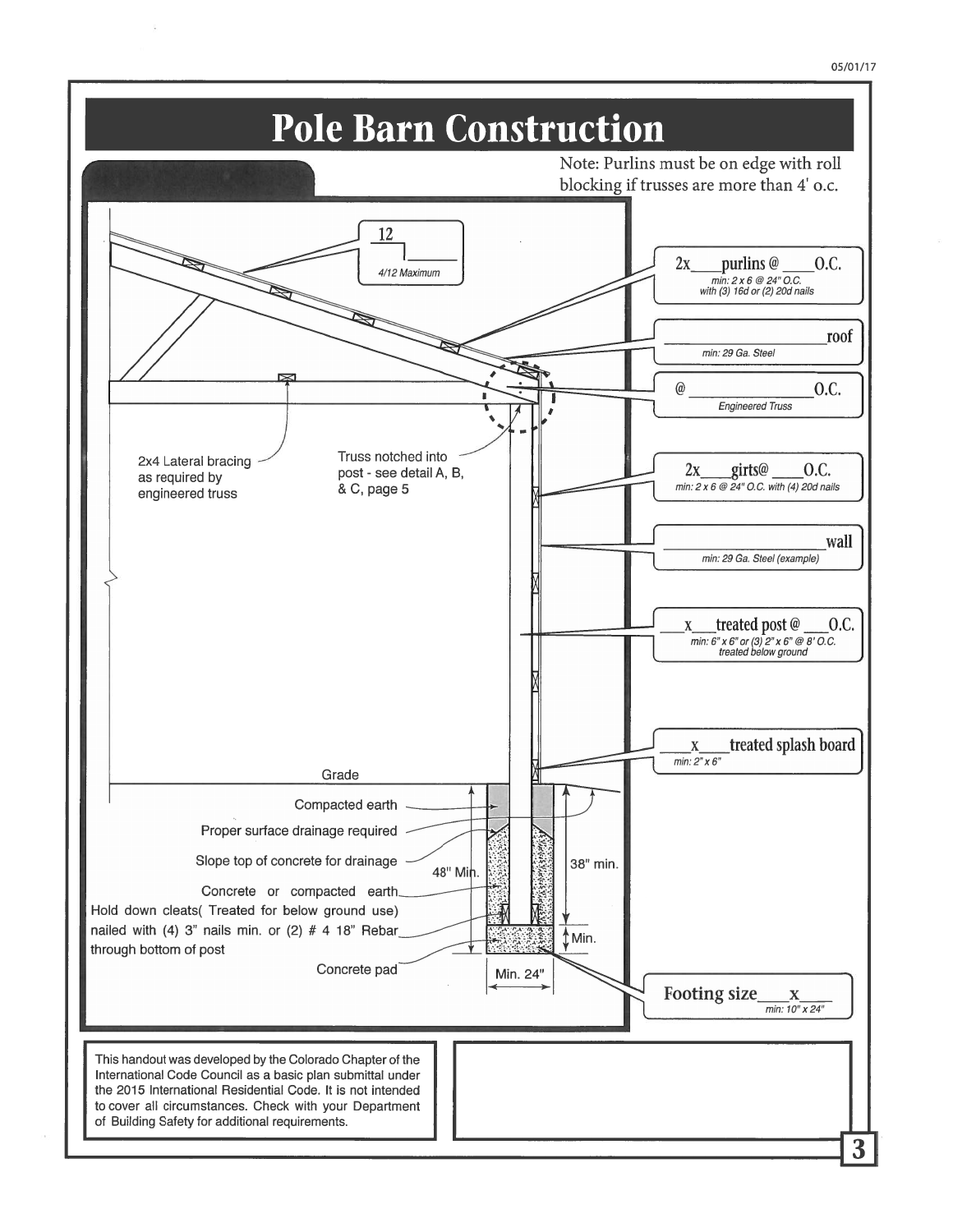# Pole Barn Construction

Note: Purlins must be on edge with roll blocking if trusses are more than 4' o.c.

12/____
*4/12 Maximum*

2x____ purlins @ ____ O.C.
*min: 2 x 6 @ 24" O.C. with (3) 16d or (2) 20d nails*

____________________ roof
*min: 29 Ga. Steel*

@ ____________________ O.C.
*Engineered Truss*

2x4 Lateral bracing as required by engineered truss

Truss notched into post - see detail A, B, & C, page 5

2x____ girts @ ____ O.C.
*min: 2 x 6 @ 24" O.C. with (4) 20d nails*

____________________ wall
*min: 29 Ga. Steel (example)*

____ x ____ treated post @ ____ O.C.
*min: 6" x 6" or (3) 2" x 6" @ 8' O.C. treated below ground*

____ x ____ treated splash board
*min: 2" x 6"*

Grade

Compacted earth

Proper surface drainage required

Slope top of concrete for drainage

Concrete or compacted earth

Hold down cleats( Treated for below ground use) nailed with (4) 3" nails min. or (2) # 4 18" Rebar through bottom of post

Concrete pad

48" Min.

38" min.

Min.

Min. 24"

Footing size ____ x ____
*min: 10" x 24"*

This handout was developed by the Colorado Chapter of the International Code Council as a basic plan submittal under the 2015 International Residential Code. It is not intended to cover all circumstances. Check with your Department of Building Safety for additional requirements.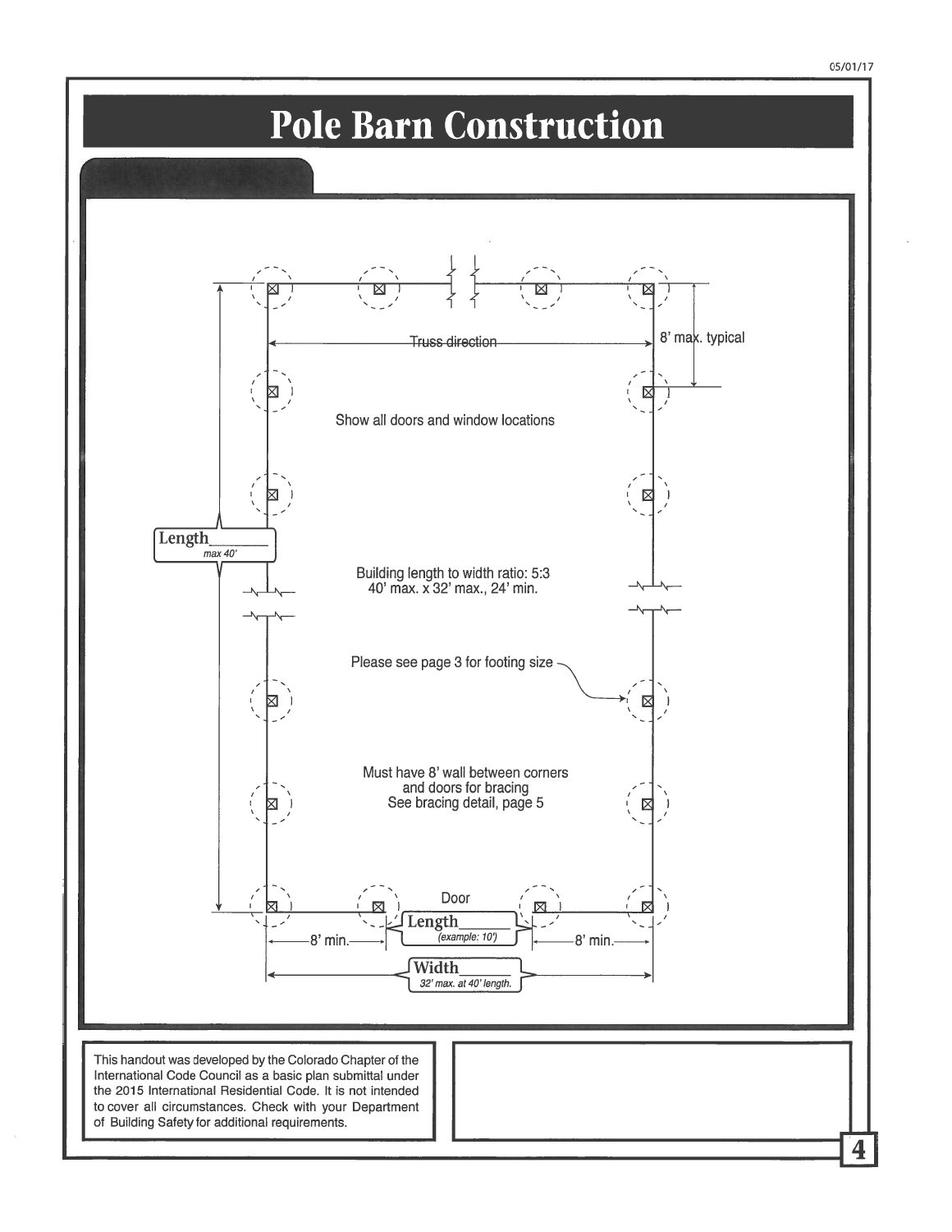# Pole Barn Construction

8' max. typical

Truss direction

Show all doors and window locations

Length______
*max 40'*

Building length to width ratio: 5:3
40' max. x 32' max., 24' min.

Please see page 3 for footing size

Must have 8' wall between corners
and doors for bracing
See bracing detail, page 5

Door

Length______
*(example: 10')*

8' min.

8' min.

Width______
*32' max. at 40' length.*

This handout was developed by the Colorado Chapter of the International Code Council as a basic plan submittal under the 2015 International Residential Code. It is not intended to cover all circumstances. Check with your Department of Building Safety for additional requirements.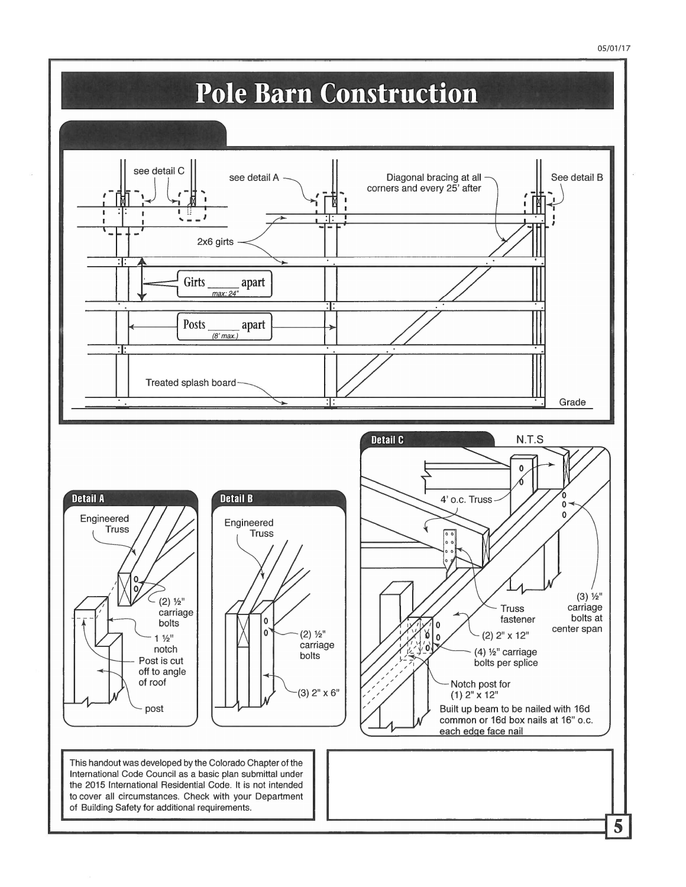# Pole Barn Construction

see detail C

see detail A

Diagonal bracing at all corners and every 25' after

See detail B

2x6 girts

Girts _____ apart
*max: 24"*

Posts _____ apart
*(8' max.)*

Treated splash board

Grade

## Detail A

Engineered Truss

(2) ½" carriage bolts

1 ½" notch

Post is cut off to angle of roof

post

## Detail B

Engineered Truss

(2) ½" carriage bolts

(3) 2" x 6"

## Detail C

N.T.S

4' o.c. Truss

Truss fastener

(3) ½" carriage bolts at center span

(2) 2" x 12"

(4) ½" carriage bolts per splice

Notch post for (1) 2" x 12"

Built up beam to be nailed with 16d common or 16d box nails at 16" o.c. each edge face nail

This handout was developed by the Colorado Chapter of the International Code Council as a basic plan submittal under the 2015 International Residential Code. It is not intended to cover all circumstances. Check with your Department of Building Safety for additional requirements.